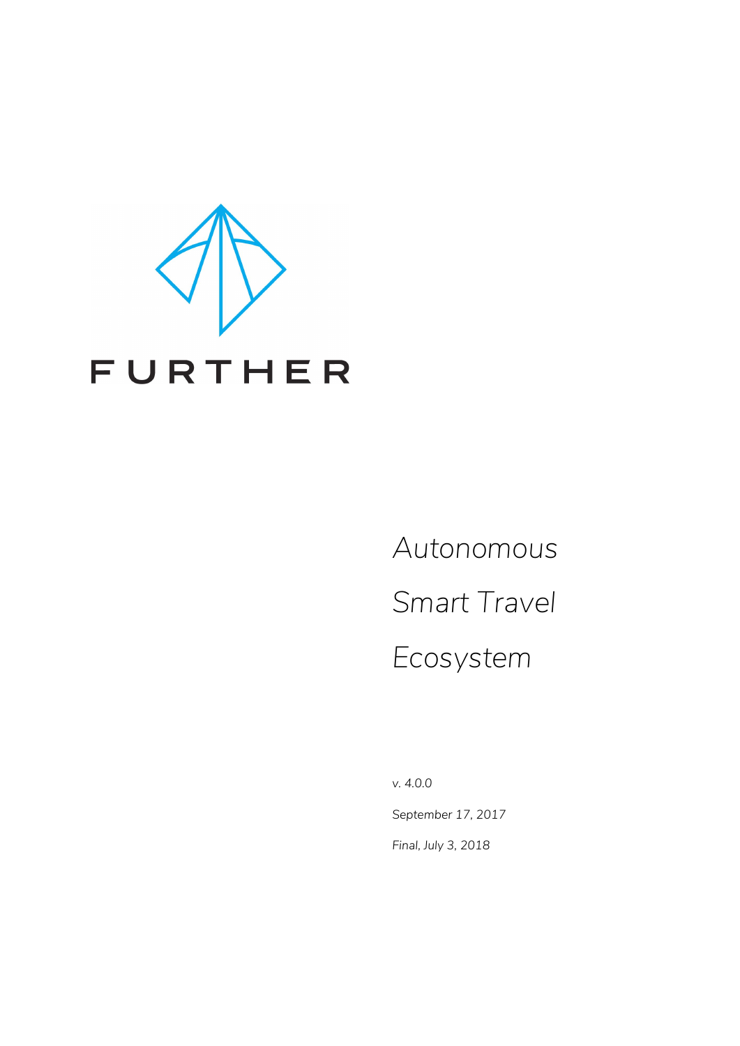FURTHER

# Autonomous Smart Travel Ecosystem

*v. 4.0.0*

*September 17, 2017*

*Final, July 3, 2018*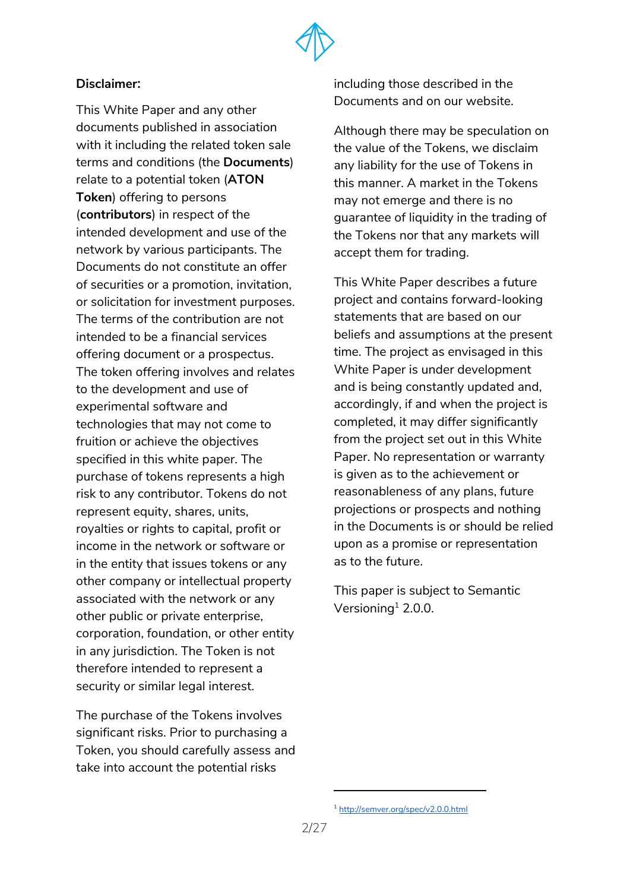**Disclaimer:**

This White Paper and any other documents published in association with it including the related token sale terms and conditions (the **Documents**) relate to a potential token (**ATON Token**) offering to persons (**contributors**) in respect of the intended development and use of the network by various participants. The Documents do not constitute an offer of securities or a promotion, invitation, or solicitation for investment purposes. The terms of the contribution are not intended to be a financial services offering document or a prospectus. The token offering involves and relates to the development and use of experimental software and technologies that may not come to fruition or achieve the objectives specified in this white paper. The purchase of tokens represents a high risk to any contributor. Tokens do not represent equity, shares, units, royalties or rights to capital, profit or income in the network or software or in the entity that issues tokens or any other company or intellectual property associated with the network or any other public or private enterprise, corporation, foundation, or other entity in any jurisdiction. The Token is not therefore intended to represent a security or similar legal interest.

The purchase of the Tokens involves significant risks. Prior to purchasing a Token, you should carefully assess and take into account the potential risks including those described in the Documents and on our website.

Although there may be speculation on the value of the Tokens, we disclaim any liability for the use of Tokens in this manner. A market in the Tokens may not emerge and there is no guarantee of liquidity in the trading of the Tokens nor that any markets will accept them for trading.

This White Paper describes a future project and contains forward-looking statements that are based on our beliefs and assumptions at the present time. The project as envisaged in this White Paper is under development and is being constantly updated and, accordingly, if and when the project is completed, it may differ significantly from the project set out in this White Paper. No representation or warranty is given as to the achievement or reasonableness of any plans, future projections or prospects and nothing in the Documents is or should be relied upon as a promise or representation as to the future.

This paper is subject to Semantic Versioning[1] 2.0.0.

[1] http://semver.org/spec/v2.0.0.html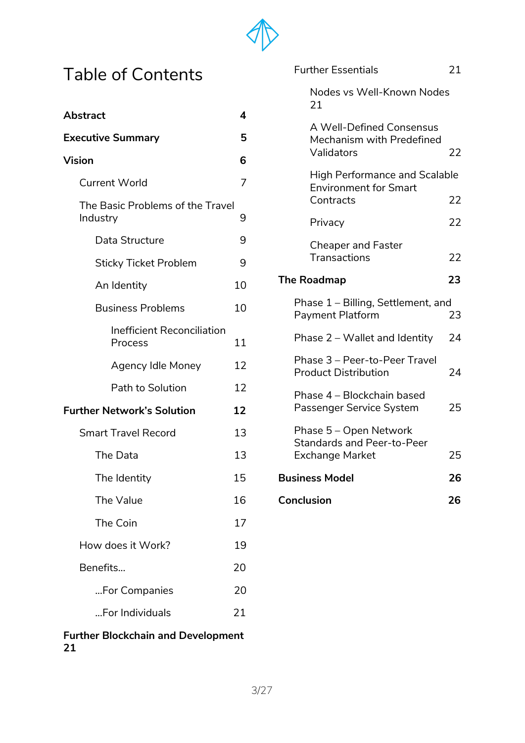# Table of Contents

| Section | Page |
|---|---|
| **Abstract** | **4** |
| **Executive Summary** | **5** |
| **Vision** | **6** |
| Current World | 7 |
| The Basic Problems of the Travel Industry | 9 |
| Data Structure | 9 |
| Sticky Ticket Problem | 9 |
| An Identity | 10 |
| Business Problems | 10 |
| Inefficient Reconciliation Process | 11 |
| Agency Idle Money | 12 |
| Path to Solution | 12 |
| **Further Network's Solution** | **12** |
| Smart Travel Record | 13 |
| The Data | 13 |
| The Identity | 15 |
| The Value | 16 |
| The Coin | 17 |
| How does it Work? | 19 |
| Benefits... | 20 |
| ...For Companies | 20 |
| ...For Individuals | 21 |
| **Further Blockchain and Development** | **21** |
| Further Essentials | 21 |
| Nodes vs Well-Known Nodes | 21 |
| A Well-Defined Consensus Mechanism with Predefined Validators | 22 |
| High Performance and Scalable Environment for Smart Contracts | 22 |
| Privacy | 22 |
| Cheaper and Faster Transactions | 22 |
| **The Roadmap** | **23** |
| Phase 1 – Billing, Settlement, and Payment Platform | 23 |
| Phase 2 – Wallet and Identity | 24 |
| Phase 3 – Peer-to-Peer Travel Product Distribution | 24 |
| Phase 4 – Blockchain based Passenger Service System | 25 |
| Phase 5 – Open Network Standards and Peer-to-Peer Exchange Market | 25 |
| **Business Model** | **26** |
| **Conclusion** | **26** |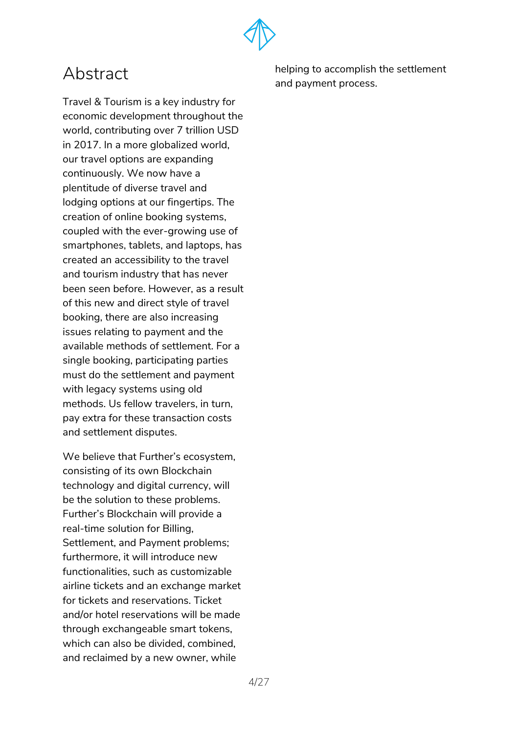# Abstract

Travel & Tourism is a key industry for economic development throughout the world, contributing over 7 trillion USD in 2017. In a more globalized world, our travel options are expanding continuously. We now have a plentitude of diverse travel and lodging options at our fingertips. The creation of online booking systems, coupled with the ever-growing use of smartphones, tablets, and laptops, has created an accessibility to the travel and tourism industry that has never been seen before. However, as a result of this new and direct style of travel booking, there are also increasing issues relating to payment and the available methods of settlement. For a single booking, participating parties must do the settlement and payment with legacy systems using old methods. Us fellow travelers, in turn, pay extra for these transaction costs and settlement disputes.

We believe that Further's ecosystem, consisting of its own Blockchain technology and digital currency, will be the solution to these problems. Further's Blockchain will provide a real-time solution for Billing, Settlement, and Payment problems; furthermore, it will introduce new functionalities, such as customizable airline tickets and an exchange market for tickets and reservations. Ticket and/or hotel reservations will be made through exchangeable smart tokens, which can also be divided, combined, and reclaimed by a new owner, while helping to accomplish the settlement and payment process.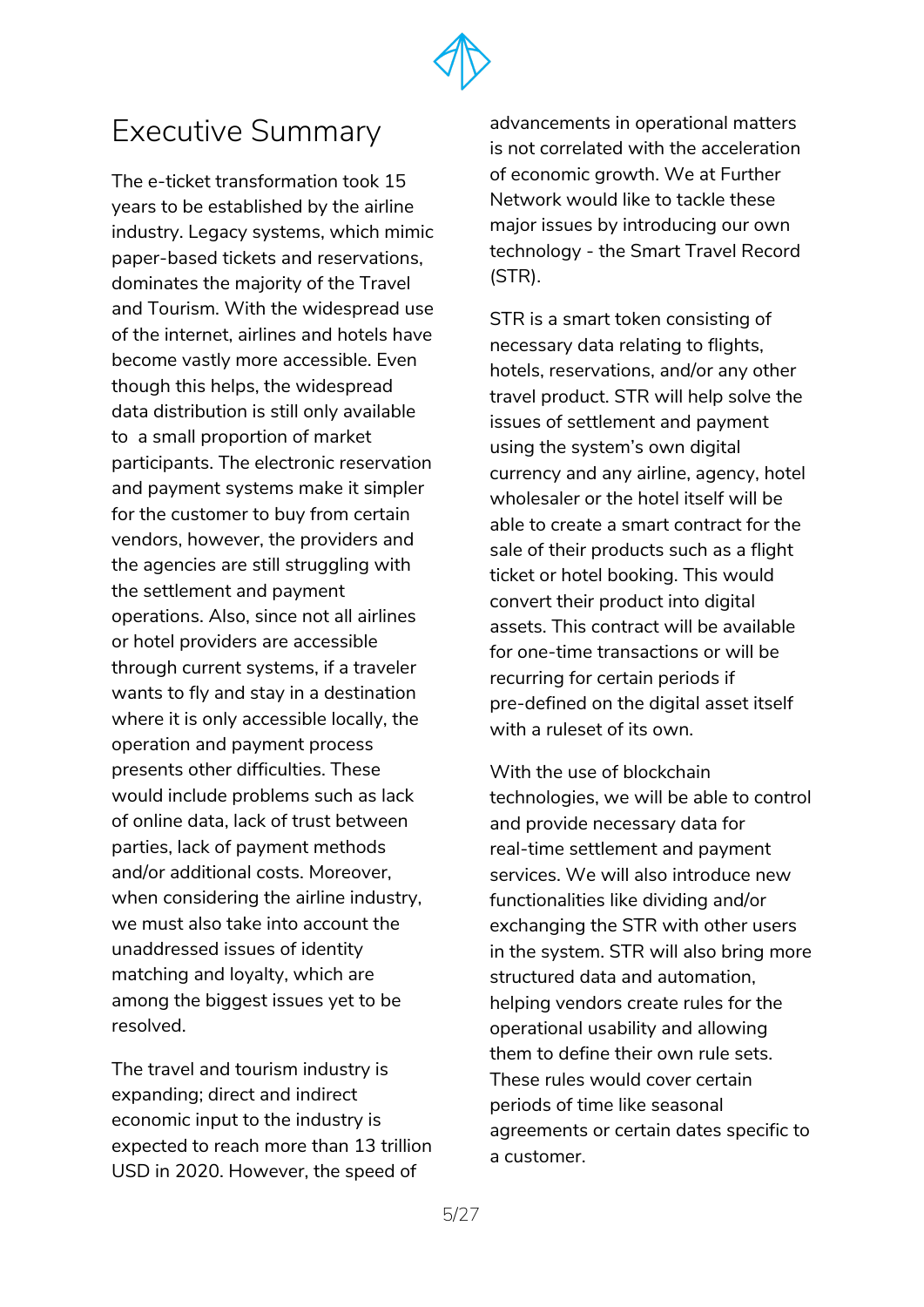# Executive Summary

The e-ticket transformation took 15 years to be established by the airline industry. Legacy systems, which mimic paper-based tickets and reservations, dominates the majority of the Travel and Tourism. With the widespread use of the internet, airlines and hotels have become vastly more accessible. Even though this helps, the widespread data distribution is still only available to  a small proportion of market participants. The electronic reservation and payment systems make it simpler for the customer to buy from certain vendors, however, the providers and the agencies are still struggling with the settlement and payment operations. Also, since not all airlines or hotel providers are accessible through current systems, if a traveler wants to fly and stay in a destination where it is only accessible locally, the operation and payment process presents other difficulties. These would include problems such as lack of online data, lack of trust between parties, lack of payment methods and/or additional costs. Moreover, when considering the airline industry, we must also take into account the unaddressed issues of identity matching and loyalty, which are among the biggest issues yet to be resolved.

The travel and tourism industry is expanding; direct and indirect economic input to the industry is expected to reach more than 13 trillion USD in 2020. However, the speed of advancements in operational matters is not correlated with the acceleration of economic growth. We at Further Network would like to tackle these major issues by introducing our own technology - the Smart Travel Record (STR).

STR is a smart token consisting of necessary data relating to flights, hotels, reservations, and/or any other travel product. STR will help solve the issues of settlement and payment using the system's own digital currency and any airline, agency, hotel wholesaler or the hotel itself will be able to create a smart contract for the sale of their products such as a flight ticket or hotel booking. This would convert their product into digital assets. This contract will be available for one-time transactions or will be recurring for certain periods if pre-defined on the digital asset itself with a ruleset of its own.

With the use of blockchain technologies, we will be able to control and provide necessary data for real-time settlement and payment services. We will also introduce new functionalities like dividing and/or exchanging the STR with other users in the system. STR will also bring more structured data and automation, helping vendors create rules for the operational usability and allowing them to define their own rule sets. These rules would cover certain periods of time like seasonal agreements or certain dates specific to a customer.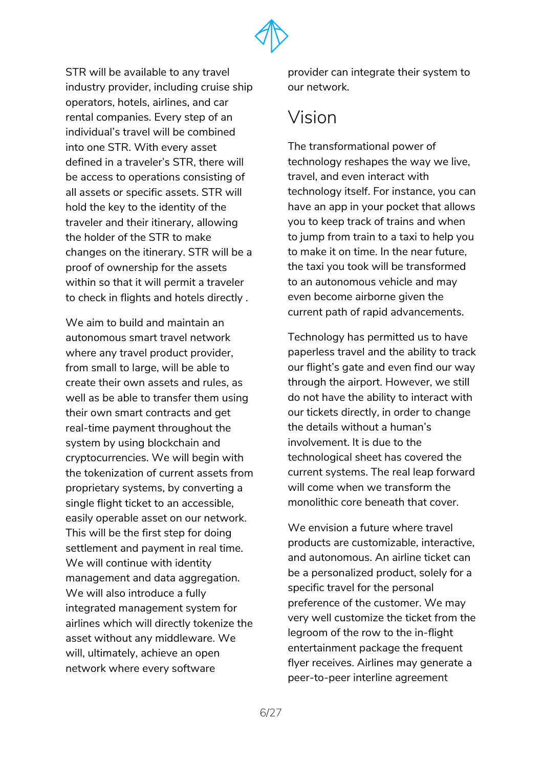STR will be available to any travel industry provider, including cruise ship operators, hotels, airlines, and car rental companies. Every step of an individual's travel will be combined into one STR. With every asset defined in a traveler's STR, there will be access to operations consisting of all assets or specific assets. STR will hold the key to the identity of the traveler and their itinerary, allowing the holder of the STR to make changes on the itinerary. STR will be a proof of ownership for the assets within so that it will permit a traveler to check in flights and hotels directly .

We aim to build and maintain an autonomous smart travel network where any travel product provider, from small to large, will be able to create their own assets and rules, as well as be able to transfer them using their own smart contracts and get real-time payment throughout the system by using blockchain and cryptocurrencies. We will begin with the tokenization of current assets from proprietary systems, by converting a single flight ticket to an accessible, easily operable asset on our network. This will be the first step for doing settlement and payment in real time. We will continue with identity management and data aggregation. We will also introduce a fully integrated management system for airlines which will directly tokenize the asset without any middleware. We will, ultimately, achieve an open network where every software provider can integrate their system to our network.

## Vision

The transformational power of technology reshapes the way we live, travel, and even interact with technology itself. For instance, you can have an app in your pocket that allows you to keep track of trains and when to jump from train to a taxi to help you to make it on time. In the near future, the taxi you took will be transformed to an autonomous vehicle and may even become airborne given the current path of rapid advancements.

Technology has permitted us to have paperless travel and the ability to track our flight's gate and even find our way through the airport. However, we still do not have the ability to interact with our tickets directly, in order to change the details without a human's involvement. It is due to the technological sheet has covered the current systems. The real leap forward will come when we transform the monolithic core beneath that cover.

We envision a future where travel products are customizable, interactive, and autonomous. An airline ticket can be a personalized product, solely for a specific travel for the personal preference of the customer. We may very well customize the ticket from the legroom of the row to the in-flight entertainment package the frequent flyer receives. Airlines may generate a peer-to-peer interline agreement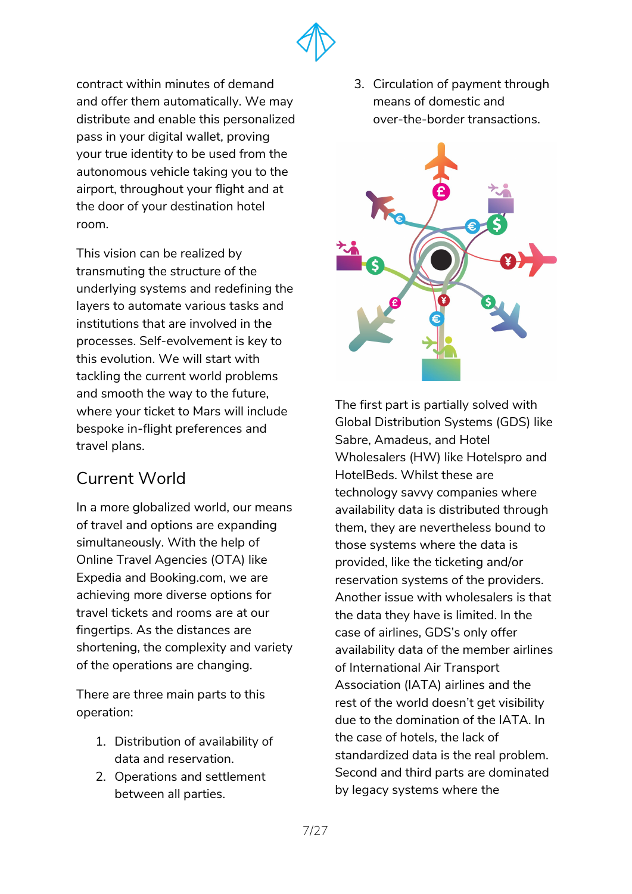contract within minutes of demand and offer them automatically. We may distribute and enable this personalized pass in your digital wallet, proving your true identity to be used from the autonomous vehicle taking you to the airport, throughout your flight and at the door of your destination hotel room.

This vision can be realized by transmuting the structure of the underlying systems and redefining the layers to automate various tasks and institutions that are involved in the processes. Self-evolvement is key to this evolution. We will start with tackling the current world problems and smooth the way to the future, where your ticket to Mars will include bespoke in-flight preferences and travel plans.

## Current World

In a more globalized world, our means of travel and options are expanding simultaneously. With the help of Online Travel Agencies (OTA) like Expedia and Booking.com, we are achieving more diverse options for travel tickets and rooms are at our fingertips. As the distances are shortening, the complexity and variety of the operations are changing.

There are three main parts to this operation:

1. Distribution of availability of data and reservation.
2. Operations and settlement between all parties.
3. Circulation of payment through means of domestic and over-the-border transactions.

The first part is partially solved with Global Distribution Systems (GDS) like Sabre, Amadeus, and Hotel Wholesalers (HW) like Hotelspro and HotelBeds. Whilst these are technology savvy companies where availability data is distributed through them, they are nevertheless bound to those systems where the data is provided, like the ticketing and/or reservation systems of the providers. Another issue with wholesalers is that the data they have is limited. In the case of airlines, GDS's only offer availability data of the member airlines of International Air Transport Association (IATA) airlines and the rest of the world doesn't get visibility due to the domination of the IATA. In the case of hotels, the lack of standardized data is the real problem. Second and third parts are dominated by legacy systems where the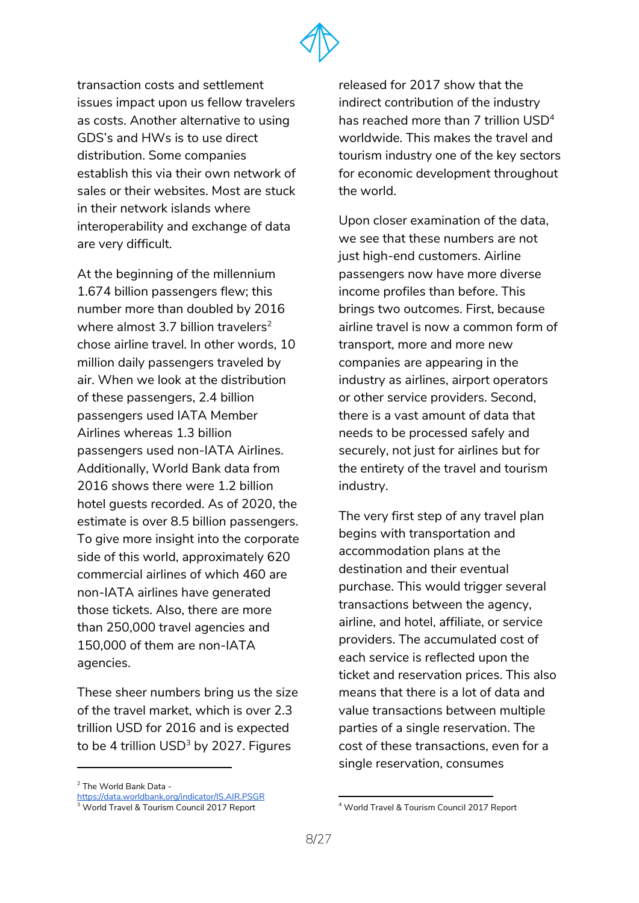transaction costs and settlement issues impact upon us fellow travelers as costs. Another alternative to using GDS's and HWs is to use direct distribution. Some companies establish this via their own network of sales or their websites. Most are stuck in their network islands where interoperability and exchange of data are very difficult.

At the beginning of the millennium 1.674 billion passengers flew; this number more than doubled by 2016 where almost 3.7 billion travelers[2] chose airline travel. In other words, 10 million daily passengers traveled by air. When we look at the distribution of these passengers, 2.4 billion passengers used IATA Member Airlines whereas 1.3 billion passengers used non-IATA Airlines. Additionally, World Bank data from 2016 shows there were 1.2 billion hotel guests recorded. As of 2020, the estimate is over 8.5 billion passengers. To give more insight into the corporate side of this world, approximately 620 commercial airlines of which 460 are non-IATA airlines have generated those tickets. Also, there are more than 250,000 travel agencies and 150,000 of them are non-IATA agencies.

These sheer numbers bring us the size of the travel market, which is over 2.3 trillion USD for 2016 and is expected to be 4 trillion USD[3] by 2027. Figures released for 2017 show that the indirect contribution of the industry has reached more than 7 trillion USD[4] worldwide. This makes the travel and tourism industry one of the key sectors for economic development throughout the world.

Upon closer examination of the data, we see that these numbers are not just high-end customers. Airline passengers now have more diverse income profiles than before. This brings two outcomes. First, because airline travel is now a common form of transport, more and more new companies are appearing in the industry as airlines, airport operators or other service providers. Second, there is a vast amount of data that needs to be processed safely and securely, not just for airlines but for the entirety of the travel and tourism industry.

The very first step of any travel plan begins with transportation and accommodation plans at the destination and their eventual purchase. This would trigger several transactions between the agency, airline, and hotel, affiliate, or service providers. The accumulated cost of each service is reflected upon the ticket and reservation prices. This also means that there is a lot of data and value transactions between multiple parties of a single reservation. The cost of these transactions, even for a single reservation, consumes

---

[2] The World Bank Data - https://data.worldbank.org/indicator/IS.AIR.PSGR

[3] World Travel & Tourism Council 2017 Report

[4] World Travel & Tourism Council 2017 Report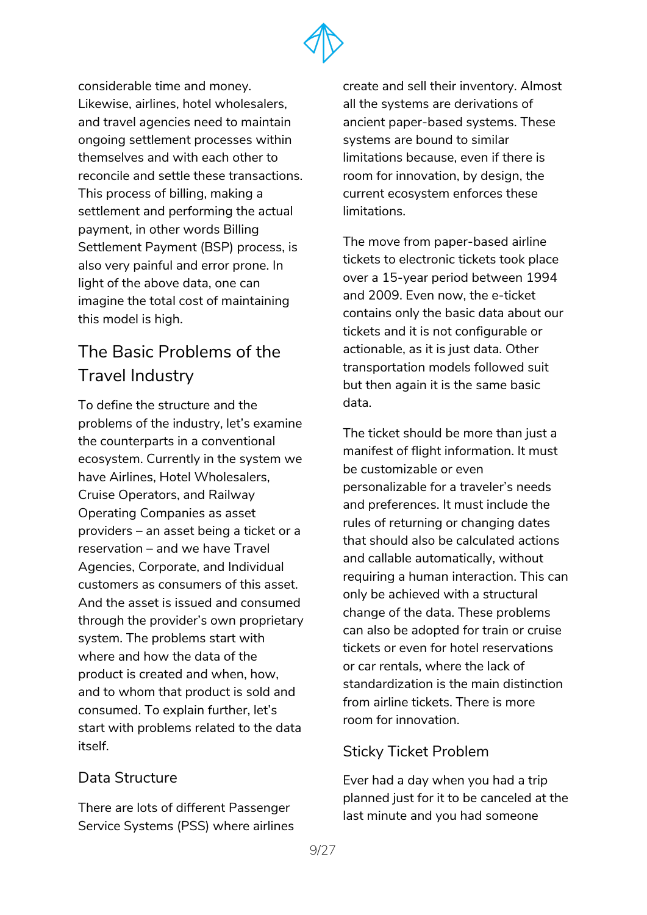considerable time and money. Likewise, airlines, hotel wholesalers, and travel agencies need to maintain ongoing settlement processes within themselves and with each other to reconcile and settle these transactions. This process of billing, making a settlement and performing the actual payment, in other words Billing Settlement Payment (BSP) process, is also very painful and error prone. In light of the above data, one can imagine the total cost of maintaining this model is high.

## The Basic Problems of the Travel Industry

To define the structure and the problems of the industry, let's examine the counterparts in a conventional ecosystem. Currently in the system we have Airlines, Hotel Wholesalers, Cruise Operators, and Railway Operating Companies as asset providers – an asset being a ticket or a reservation – and we have Travel Agencies, Corporate, and Individual customers as consumers of this asset. And the asset is issued and consumed through the provider's own proprietary system. The problems start with where and how the data of the product is created and when, how, and to whom that product is sold and consumed. To explain further, let's start with problems related to the data itself.

### Data Structure

There are lots of different Passenger Service Systems (PSS) where airlines create and sell their inventory. Almost all the systems are derivations of ancient paper-based systems. These systems are bound to similar limitations because, even if there is room for innovation, by design, the current ecosystem enforces these limitations.

The move from paper-based airline tickets to electronic tickets took place over a 15-year period between 1994 and 2009. Even now, the e-ticket contains only the basic data about our tickets and it is not configurable or actionable, as it is just data. Other transportation models followed suit but then again it is the same basic data.

The ticket should be more than just a manifest of flight information. It must be customizable or even personalizable for a traveler's needs and preferences. It must include the rules of returning or changing dates that should also be calculated actions and callable automatically, without requiring a human interaction. This can only be achieved with a structural change of the data. These problems can also be adopted for train or cruise tickets or even for hotel reservations or car rentals, where the lack of standardization is the main distinction from airline tickets. There is more room for innovation.

### Sticky Ticket Problem

Ever had a day when you had a trip planned just for it to be canceled at the last minute and you had someone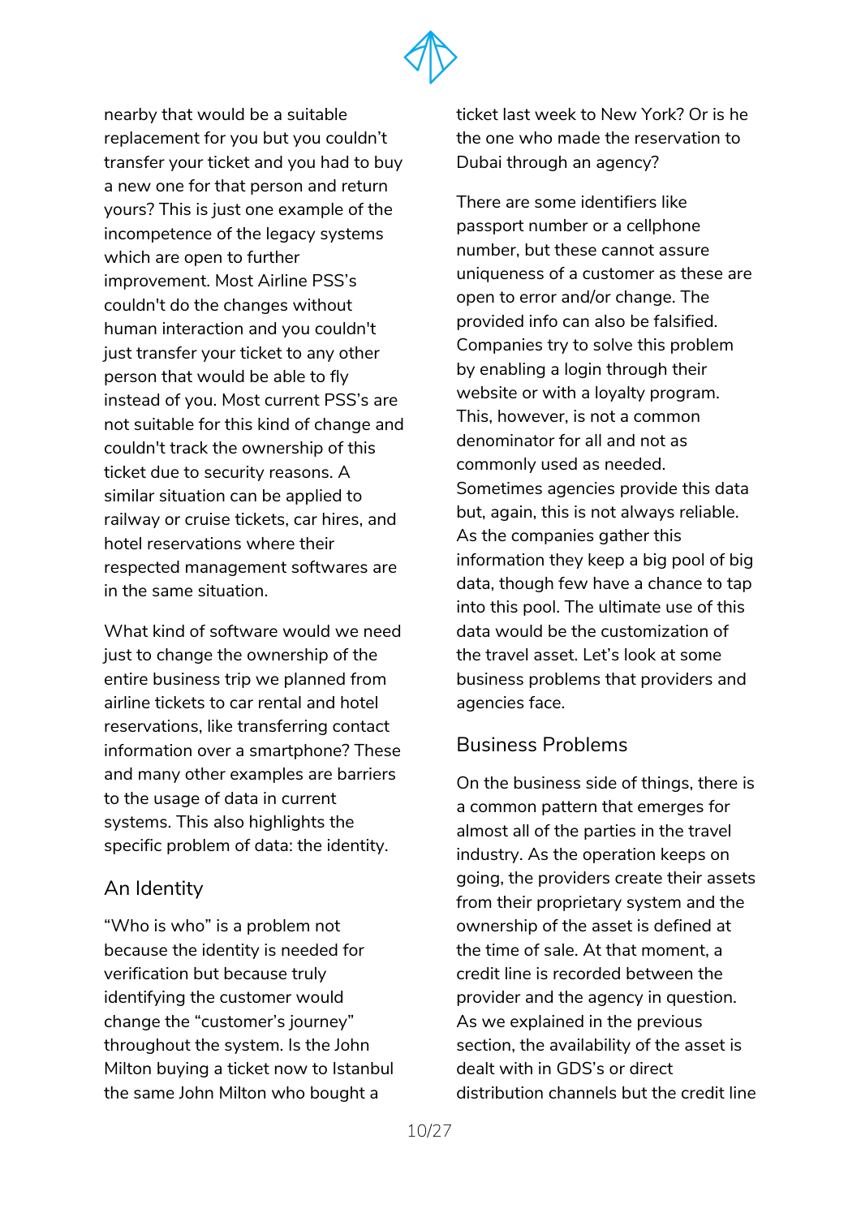nearby that would be a suitable replacement for you but you couldn't transfer your ticket and you had to buy a new one for that person and return yours? This is just one example of the incompetence of the legacy systems which are open to further improvement. Most Airline PSS's couldn't do the changes without human interaction and you couldn't just transfer your ticket to any other person that would be able to fly instead of you. Most current PSS's are not suitable for this kind of change and couldn't track the ownership of this ticket due to security reasons. A similar situation can be applied to railway or cruise tickets, car hires, and hotel reservations where their respected management softwares are in the same situation.

What kind of software would we need just to change the ownership of the entire business trip we planned from airline tickets to car rental and hotel reservations, like transferring contact information over a smartphone? These and many other examples are barriers to the usage of data in current systems. This also highlights the specific problem of data: the identity.

## An Identity

"Who is who" is a problem not because the identity is needed for verification but because truly identifying the customer would change the "customer's journey" throughout the system. Is the John Milton buying a ticket now to Istanbul the same John Milton who bought a ticket last week to New York? Or is he the one who made the reservation to Dubai through an agency?

There are some identifiers like passport number or a cellphone number, but these cannot assure uniqueness of a customer as these are open to error and/or change. The provided info can also be falsified. Companies try to solve this problem by enabling a login through their website or with a loyalty program. This, however, is not a common denominator for all and not as commonly used as needed. Sometimes agencies provide this data but, again, this is not always reliable. As the companies gather this information they keep a big pool of big data, though few have a chance to tap into this pool. The ultimate use of this data would be the customization of the travel asset. Let's look at some business problems that providers and agencies face.

## Business Problems

On the business side of things, there is a common pattern that emerges for almost all of the parties in the travel industry. As the operation keeps on going, the providers create their assets from their proprietary system and the ownership of the asset is defined at the time of sale. At that moment, a credit line is recorded between the provider and the agency in question. As we explained in the previous section, the availability of the asset is dealt with in GDS's or direct distribution channels but the credit line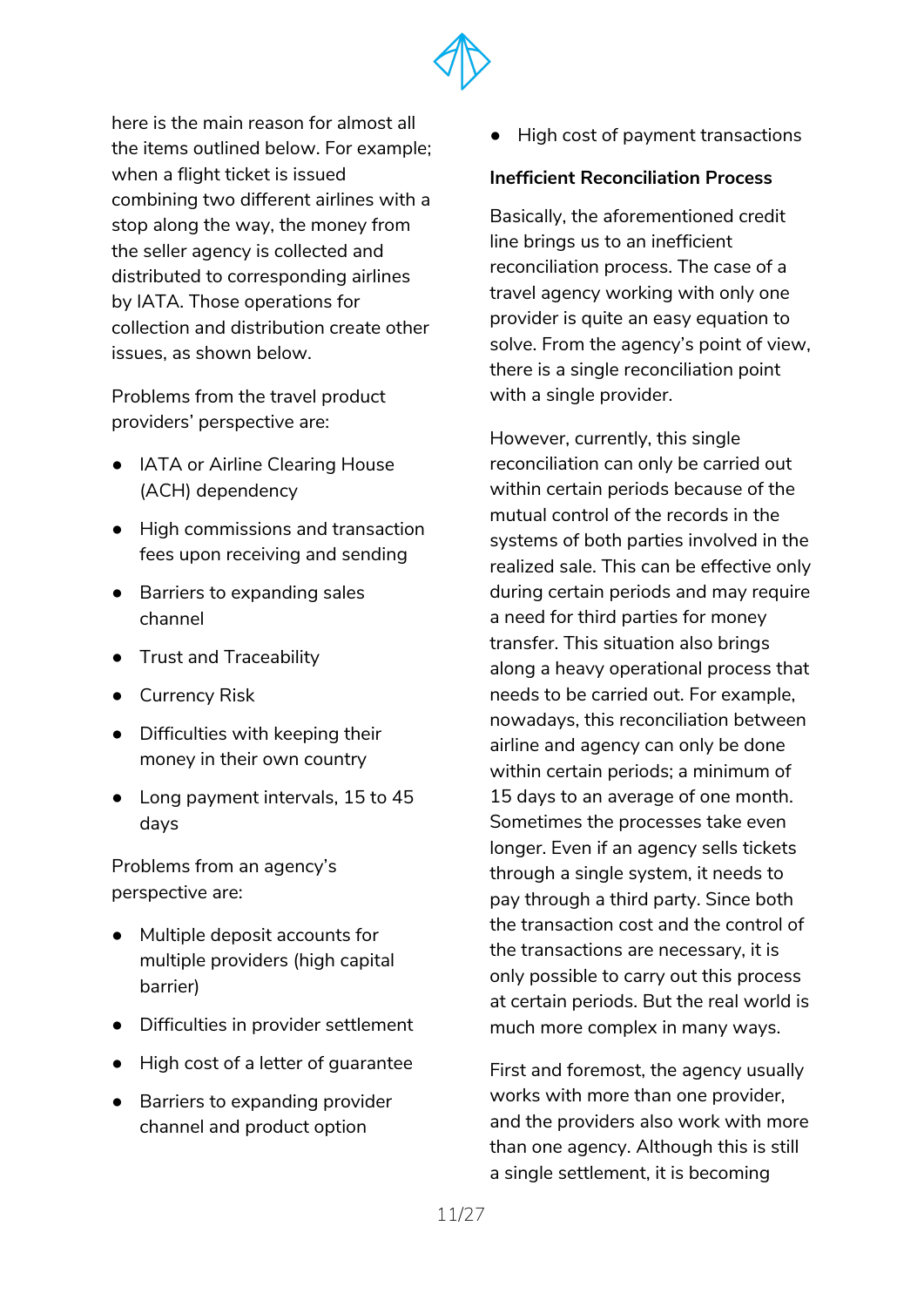here is the main reason for almost all the items outlined below. For example; when a flight ticket is issued combining two different airlines with a stop along the way, the money from the seller agency is collected and distributed to corresponding airlines by IATA. Those operations for collection and distribution create other issues, as shown below.

Problems from the travel product providers' perspective are:

- IATA or Airline Clearing House (ACH) dependency
- High commissions and transaction fees upon receiving and sending
- Barriers to expanding sales channel
- Trust and Traceability
- Currency Risk
- Difficulties with keeping their money in their own country
- Long payment intervals, 15 to 45 days

Problems from an agency's perspective are:

- Multiple deposit accounts for multiple providers (high capital barrier)
- Difficulties in provider settlement
- High cost of a letter of guarantee
- Barriers to expanding provider channel and product option
- High cost of payment transactions

**Inefficient Reconciliation Process**

Basically, the aforementioned credit line brings us to an inefficient reconciliation process. The case of a travel agency working with only one provider is quite an easy equation to solve. From the agency's point of view, there is a single reconciliation point with a single provider.

However, currently, this single reconciliation can only be carried out within certain periods because of the mutual control of the records in the systems of both parties involved in the realized sale. This can be effective only during certain periods and may require a need for third parties for money transfer. This situation also brings along a heavy operational process that needs to be carried out. For example, nowadays, this reconciliation between airline and agency can only be done within certain periods; a minimum of 15 days to an average of one month. Sometimes the processes take even longer. Even if an agency sells tickets through a single system, it needs to pay through a third party. Since both the transaction cost and the control of the transactions are necessary, it is only possible to carry out this process at certain periods. But the real world is much more complex in many ways.

First and foremost, the agency usually works with more than one provider, and the providers also work with more than one agency. Although this is still a single settlement, it is becoming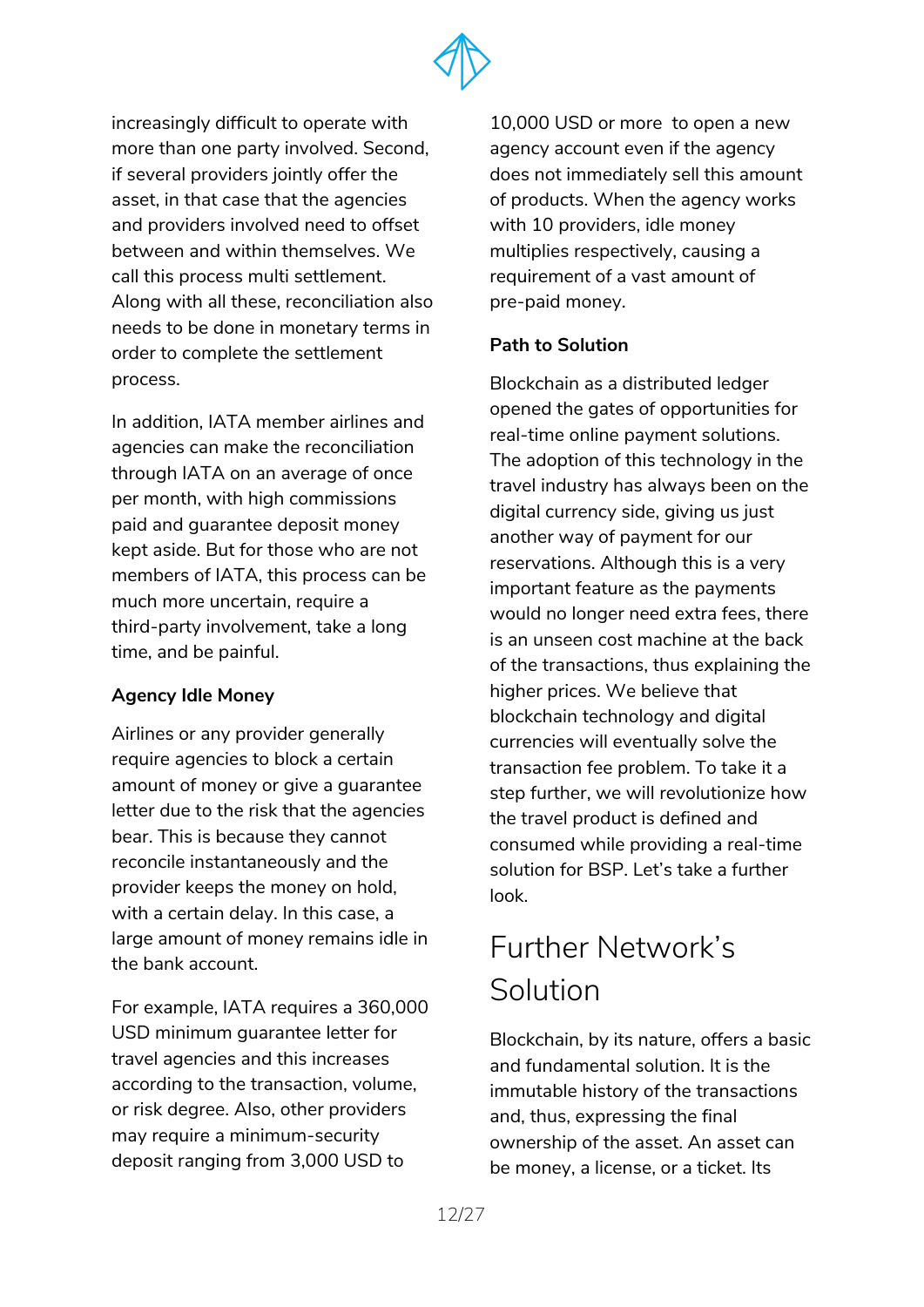increasingly difficult to operate with more than one party involved. Second, if several providers jointly offer the asset, in that case that the agencies and providers involved need to offset between and within themselves. We call this process multi settlement. Along with all these, reconciliation also needs to be done in monetary terms in order to complete the settlement process.

In addition, IATA member airlines and agencies can make the reconciliation through IATA on an average of once per month, with high commissions paid and guarantee deposit money kept aside. But for those who are not members of IATA, this process can be much more uncertain, require a third-party involvement, take a long time, and be painful.

**Agency Idle Money**

Airlines or any provider generally require agencies to block a certain amount of money or give a guarantee letter due to the risk that the agencies bear. This is because they cannot reconcile instantaneously and the provider keeps the money on hold, with a certain delay. In this case, a large amount of money remains idle in the bank account.

For example, IATA requires a 360,000 USD minimum guarantee letter for travel agencies and this increases according to the transaction, volume, or risk degree. Also, other providers may require a minimum-security deposit ranging from 3,000 USD to 10,000 USD or more to open a new agency account even if the agency does not immediately sell this amount of products. When the agency works with 10 providers, idle money multiplies respectively, causing a requirement of a vast amount of pre-paid money.

**Path to Solution**

Blockchain as a distributed ledger opened the gates of opportunities for real-time online payment solutions. The adoption of this technology in the travel industry has always been on the digital currency side, giving us just another way of payment for our reservations. Although this is a very important feature as the payments would no longer need extra fees, there is an unseen cost machine at the back of the transactions, thus explaining the higher prices. We believe that blockchain technology and digital currencies will eventually solve the transaction fee problem. To take it a step further, we will revolutionize how the travel product is defined and consumed while providing a real-time solution for BSP. Let's take a further look.

# Further Network's Solution

Blockchain, by its nature, offers a basic and fundamental solution. It is the immutable history of the transactions and, thus, expressing the final ownership of the asset. An asset can be money, a license, or a ticket. Its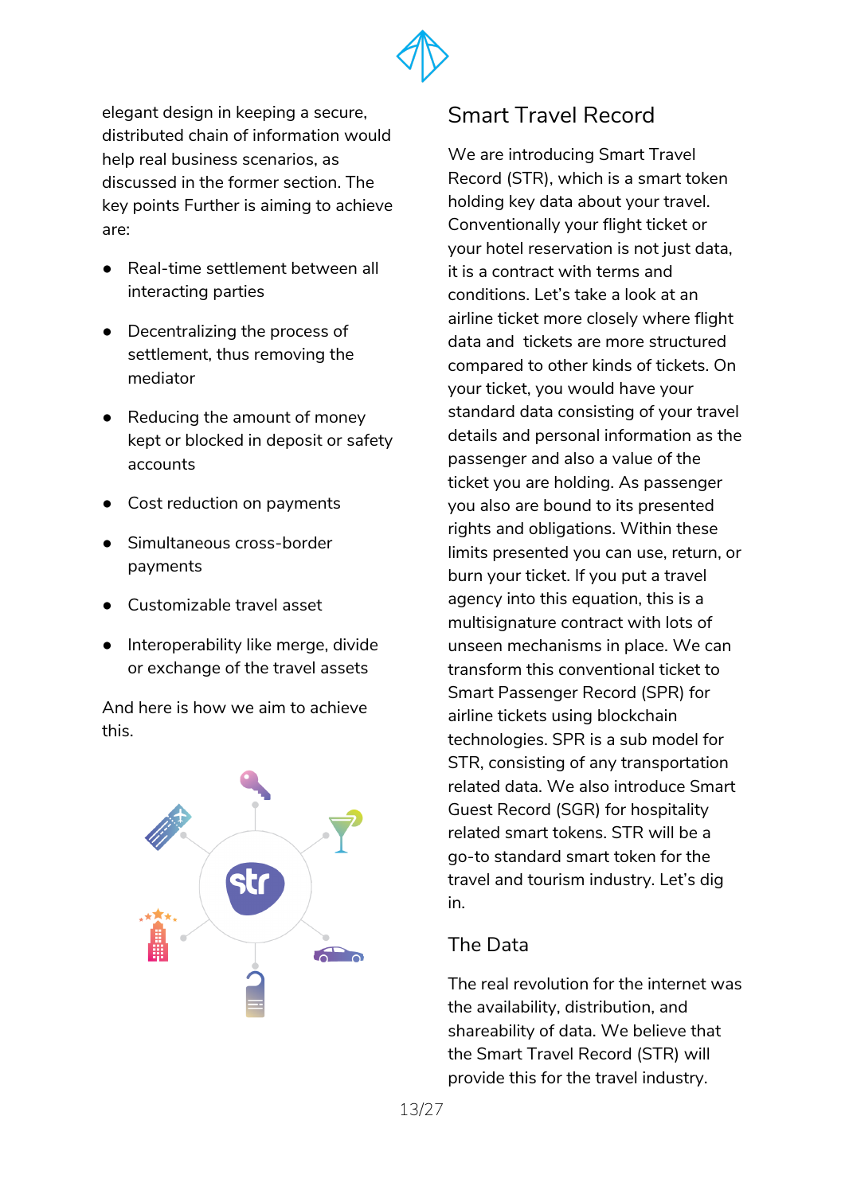elegant design in keeping a secure, distributed chain of information would help real business scenarios, as discussed in the former section. The key points Further is aiming to achieve are:

- Real-time settlement between all interacting parties
- Decentralizing the process of settlement, thus removing the mediator
- Reducing the amount of money kept or blocked in deposit or safety accounts
- Cost reduction on payments
- Simultaneous cross-border payments
- Customizable travel asset
- Interoperability like merge, divide or exchange of the travel assets

And here is how we aim to achieve this.

## Smart Travel Record

We are introducing Smart Travel Record (STR), which is a smart token holding key data about your travel. Conventionally your flight ticket or your hotel reservation is not just data, it is a contract with terms and conditions. Let's take a look at an airline ticket more closely where flight data and tickets are more structured compared to other kinds of tickets. On your ticket, you would have your standard data consisting of your travel details and personal information as the passenger and also a value of the ticket you are holding. As passenger you also are bound to its presented rights and obligations. Within these limits presented you can use, return, or burn your ticket. If you put a travel agency into this equation, this is a multisignature contract with lots of unseen mechanisms in place. We can transform this conventional ticket to Smart Passenger Record (SPR) for airline tickets using blockchain technologies. SPR is a sub model for STR, consisting of any transportation related data. We also introduce Smart Guest Record (SGR) for hospitality related smart tokens. STR will be a go-to standard smart token for the travel and tourism industry. Let's dig in.

### The Data

The real revolution for the internet was the availability, distribution, and shareability of data. We believe that the Smart Travel Record (STR) will provide this for the travel industry.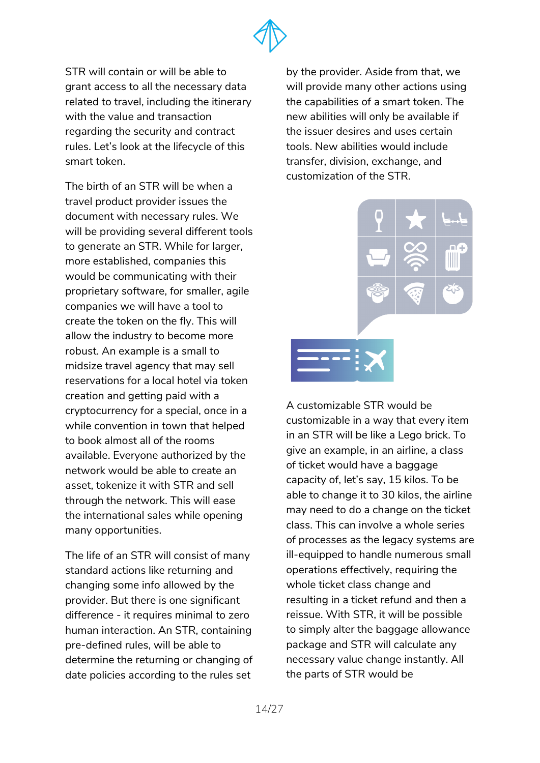STR will contain or will be able to grant access to all the necessary data related to travel, including the itinerary with the value and transaction regarding the security and contract rules. Let's look at the lifecycle of this smart token.

The birth of an STR will be when a travel product provider issues the document with necessary rules. We will be providing several different tools to generate an STR. While for larger, more established, companies this would be communicating with their proprietary software, for smaller, agile companies we will have a tool to create the token on the fly. This will allow the industry to become more robust. An example is a small to midsize travel agency that may sell reservations for a local hotel via token creation and getting paid with a cryptocurrency for a special, once in a while convention in town that helped to book almost all of the rooms available. Everyone authorized by the network would be able to create an asset, tokenize it with STR and sell through the network. This will ease the international sales while opening many opportunities.

The life of an STR will consist of many standard actions like returning and changing some info allowed by the provider. But there is one significant difference - it requires minimal to zero human interaction. An STR, containing pre-defined rules, will be able to determine the returning or changing of date policies according to the rules set by the provider. Aside from that, we will provide many other actions using the capabilities of a smart token. The new abilities will only be available if the issuer desires and uses certain tools. New abilities would include transfer, division, exchange, and customization of the STR.

A customizable STR would be customizable in a way that every item in an STR will be like a Lego brick. To give an example, in an airline, a class of ticket would have a baggage capacity of, let's say, 15 kilos. To be able to change it to 30 kilos, the airline may need to do a change on the ticket class. This can involve a whole series of processes as the legacy systems are ill-equipped to handle numerous small operations effectively, requiring the whole ticket class change and resulting in a ticket refund and then a reissue. With STR, it will be possible to simply alter the baggage allowance package and STR will calculate any necessary value change instantly. All the parts of STR would be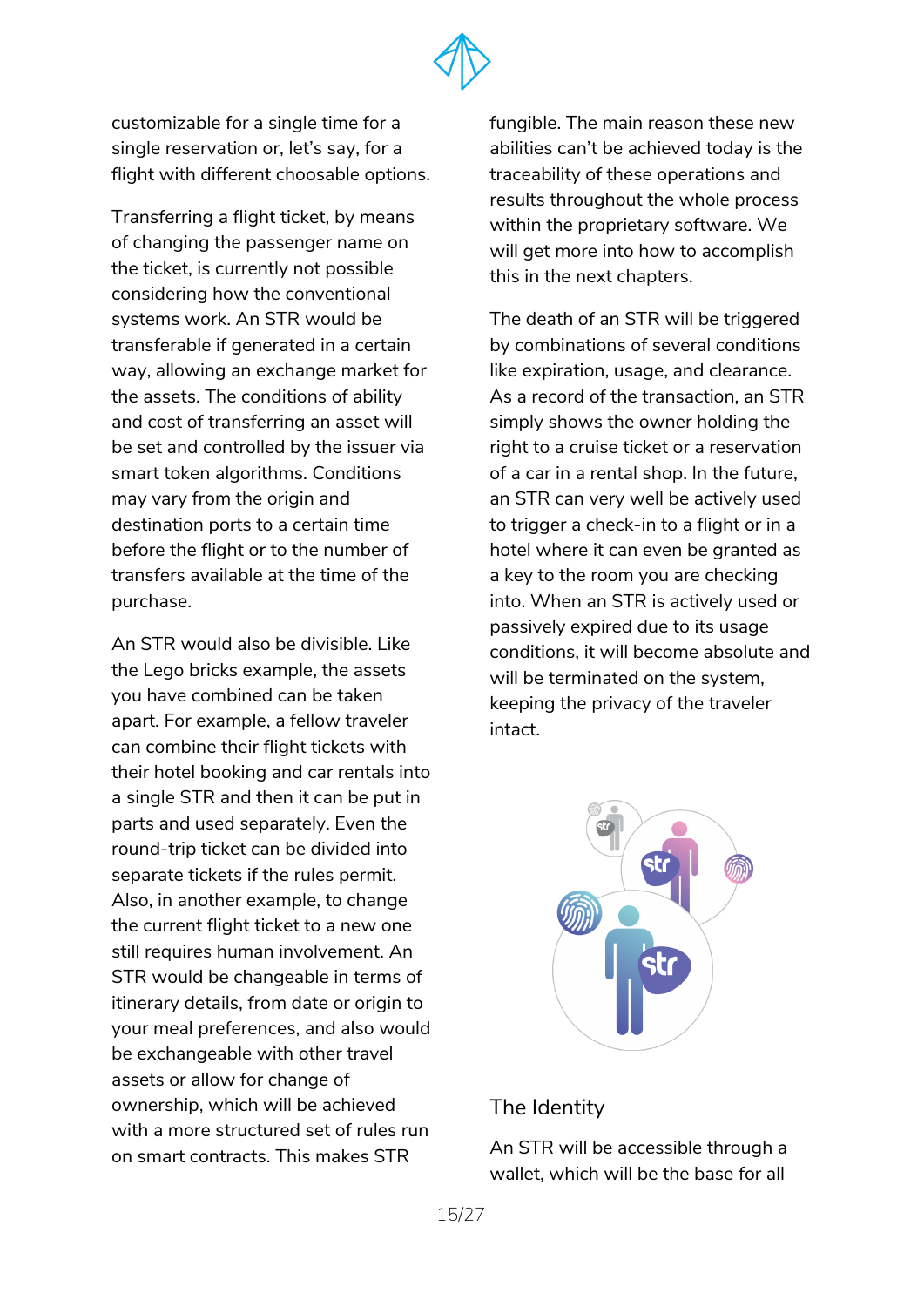customizable for a single time for a single reservation or, let's say, for a flight with different choosable options.

Transferring a flight ticket, by means of changing the passenger name on the ticket, is currently not possible considering how the conventional systems work. An STR would be transferable if generated in a certain way, allowing an exchange market for the assets. The conditions of ability and cost of transferring an asset will be set and controlled by the issuer via smart token algorithms. Conditions may vary from the origin and destination ports to a certain time before the flight or to the number of transfers available at the time of the purchase.

An STR would also be divisible. Like the Lego bricks example, the assets you have combined can be taken apart. For example, a fellow traveler can combine their flight tickets with their hotel booking and car rentals into a single STR and then it can be put in parts and used separately. Even the round-trip ticket can be divided into separate tickets if the rules permit. Also, in another example, to change the current flight ticket to a new one still requires human involvement. An STR would be changeable in terms of itinerary details, from date or origin to your meal preferences, and also would be exchangeable with other travel assets or allow for change of ownership, which will be achieved with a more structured set of rules run on smart contracts. This makes STR fungible. The main reason these new abilities can't be achieved today is the traceability of these operations and results throughout the whole process within the proprietary software. We will get more into how to accomplish this in the next chapters.

The death of an STR will be triggered by combinations of several conditions like expiration, usage, and clearance. As a record of the transaction, an STR simply shows the owner holding the right to a cruise ticket or a reservation of a car in a rental shop. In the future, an STR can very well be actively used to trigger a check-in to a flight or in a hotel where it can even be granted as a key to the room you are checking into. When an STR is actively used or passively expired due to its usage conditions, it will become absolute and will be terminated on the system, keeping the privacy of the traveler intact.

## The Identity

An STR will be accessible through a wallet, which will be the base for all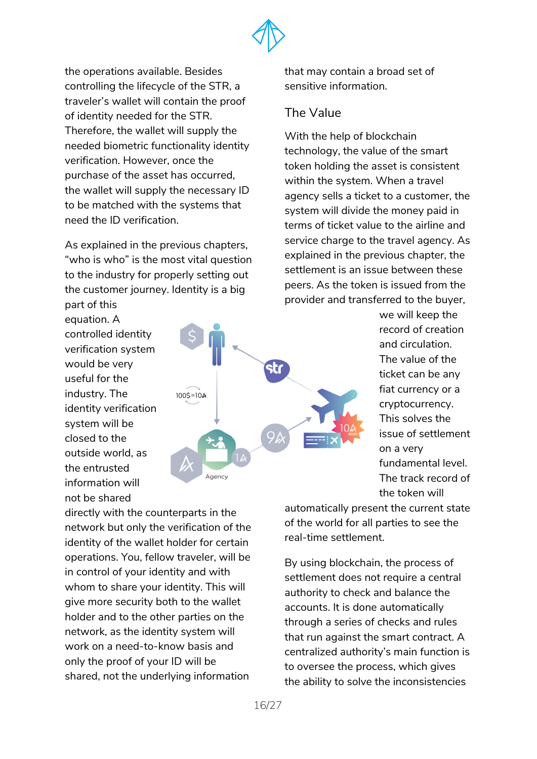the operations available. Besides controlling the lifecycle of the STR, a traveler's wallet will contain the proof of identity needed for the STR. Therefore, the wallet will supply the needed biometric functionality identity verification. However, once the purchase of the asset has occurred, the wallet will supply the necessary ID to be matched with the systems that need the ID verification.

As explained in the previous chapters, "who is who" is the most vital question to the industry for properly setting out the customer journey. Identity is a big part of this equation. A controlled identity verification system would be very useful for the industry. The identity verification system will be closed to the outside world, as the entrusted information will not be shared directly with the counterparts in the network but only the verification of the identity of the wallet holder for certain operations. You, fellow traveler, will be in control of your identity and with whom to share your identity. This will give more security both to the wallet holder and to the other parties on the network, as the identity system will work on a need-to-know basis and only the proof of your ID will be shared, not the underlying information that may contain a broad set of sensitive information.

## The Value

With the help of blockchain technology, the value of the smart token holding the asset is consistent within the system. When a travel agency sells a ticket to a customer, the system will divide the money paid in terms of ticket value to the airline and service charge to the travel agency. As explained in the previous chapter, the settlement is an issue between these peers. As the token is issued from the provider and transferred to the buyer, we will keep the record of creation and circulation. The value of the ticket can be any fiat currency or a cryptocurrency. This solves the issue of settlement on a very fundamental level. The track record of the token will automatically present the current state of the world for all parties to see the real-time settlement.

By using blockchain, the process of settlement does not require a central authority to check and balance the accounts. It is done automatically through a series of checks and rules that run against the smart contract. A centralized authority's main function is to oversee the process, which gives the ability to solve the inconsistencies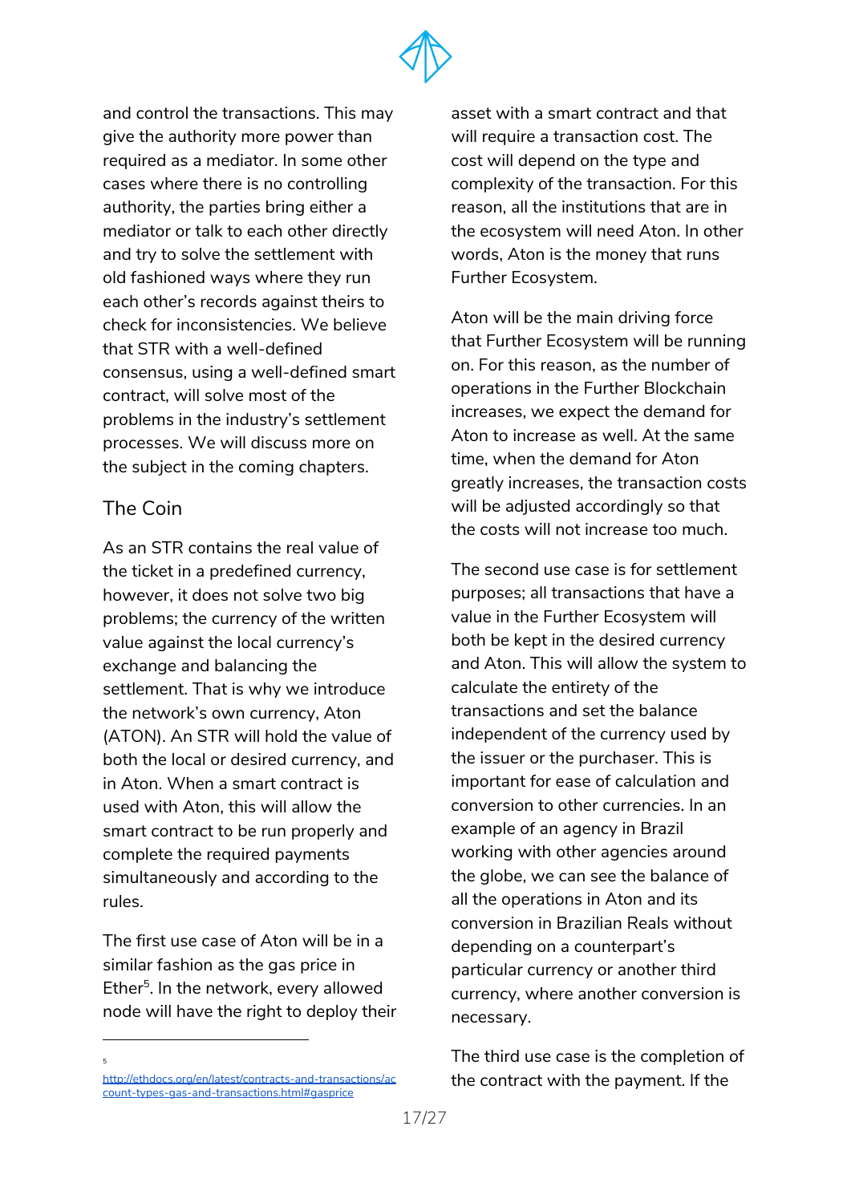and control the transactions. This may give the authority more power than required as a mediator. In some other cases where there is no controlling authority, the parties bring either a mediator or talk to each other directly and try to solve the settlement with old fashioned ways where they run each other's records against theirs to check for inconsistencies. We believe that STR with a well-defined consensus, using a well-defined smart contract, will solve most of the problems in the industry's settlement processes. We will discuss more on the subject in the coming chapters.

## The Coin

As an STR contains the real value of the ticket in a predefined currency, however, it does not solve two big problems; the currency of the written value against the local currency's exchange and balancing the settlement. That is why we introduce the network's own currency, Aton (ATON). An STR will hold the value of both the local or desired currency, and in Aton. When a smart contract is used with Aton, this will allow the smart contract to be run properly and complete the required payments simultaneously and according to the rules.

The first use case of Aton will be in a similar fashion as the gas price in Ether[5]. In the network, every allowed node will have the right to deploy their asset with a smart contract and that will require a transaction cost. The cost will depend on the type and complexity of the transaction. For this reason, all the institutions that are in the ecosystem will need Aton. In other words, Aton is the money that runs Further Ecosystem.

Aton will be the main driving force that Further Ecosystem will be running on. For this reason, as the number of operations in the Further Blockchain increases, we expect the demand for Aton to increase as well. At the same time, when the demand for Aton greatly increases, the transaction costs will be adjusted accordingly so that the costs will not increase too much.

The second use case is for settlement purposes; all transactions that have a value in the Further Ecosystem will both be kept in the desired currency and Aton. This will allow the system to calculate the entirety of the transactions and set the balance independent of the currency used by the issuer or the purchaser. This is important for ease of calculation and conversion to other currencies. In an example of an agency in Brazil working with other agencies around the globe, we can see the balance of all the operations in Aton and its conversion in Brazilian Reals without depending on a counterpart's particular currency or another third currency, where another conversion is necessary.

The third use case is the completion of the contract with the payment. If the

---

[5] http://ethdocs.org/en/latest/contracts-and-transactions/account-types-gas-and-transactions.html#gasprice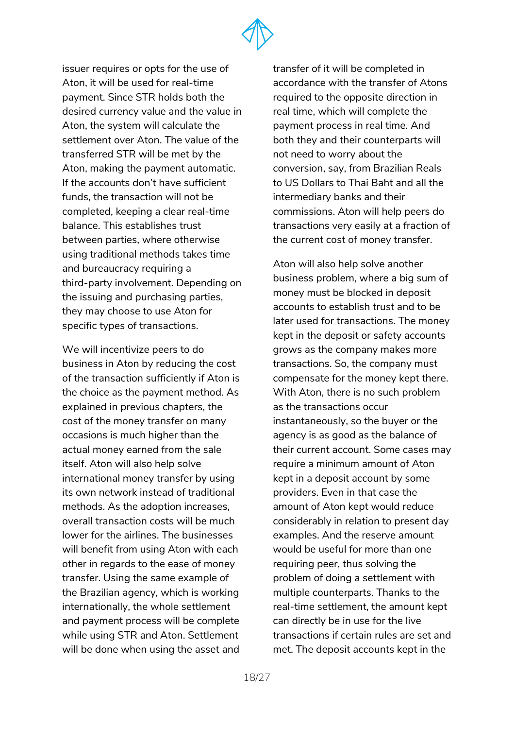issuer requires or opts for the use of Aton, it will be used for real-time payment. Since STR holds both the desired currency value and the value in Aton, the system will calculate the settlement over Aton. The value of the transferred STR will be met by the Aton, making the payment automatic. If the accounts don't have sufficient funds, the transaction will not be completed, keeping a clear real-time balance. This establishes trust between parties, where otherwise using traditional methods takes time and bureaucracy requiring a third-party involvement. Depending on the issuing and purchasing parties, they may choose to use Aton for specific types of transactions.

We will incentivize peers to do business in Aton by reducing the cost of the transaction sufficiently if Aton is the choice as the payment method. As explained in previous chapters, the cost of the money transfer on many occasions is much higher than the actual money earned from the sale itself. Aton will also help solve international money transfer by using its own network instead of traditional methods. As the adoption increases, overall transaction costs will be much lower for the airlines. The businesses will benefit from using Aton with each other in regards to the ease of money transfer. Using the same example of the Brazilian agency, which is working internationally, the whole settlement and payment process will be complete while using STR and Aton. Settlement will be done when using the asset and transfer of it will be completed in accordance with the transfer of Atons required to the opposite direction in real time, which will complete the payment process in real time. And both they and their counterparts will not need to worry about the conversion, say, from Brazilian Reals to US Dollars to Thai Baht and all the intermediary banks and their commissions. Aton will help peers do transactions very easily at a fraction of the current cost of money transfer.

Aton will also help solve another business problem, where a big sum of money must be blocked in deposit accounts to establish trust and to be later used for transactions. The money kept in the deposit or safety accounts grows as the company makes more transactions. So, the company must compensate for the money kept there. With Aton, there is no such problem as the transactions occur instantaneously, so the buyer or the agency is as good as the balance of their current account. Some cases may require a minimum amount of Aton kept in a deposit account by some providers. Even in that case the amount of Aton kept would reduce considerably in relation to present day examples. And the reserve amount would be useful for more than one requiring peer, thus solving the problem of doing a settlement with multiple counterparts. Thanks to the real-time settlement, the amount kept can directly be in use for the live transactions if certain rules are set and met. The deposit accounts kept in the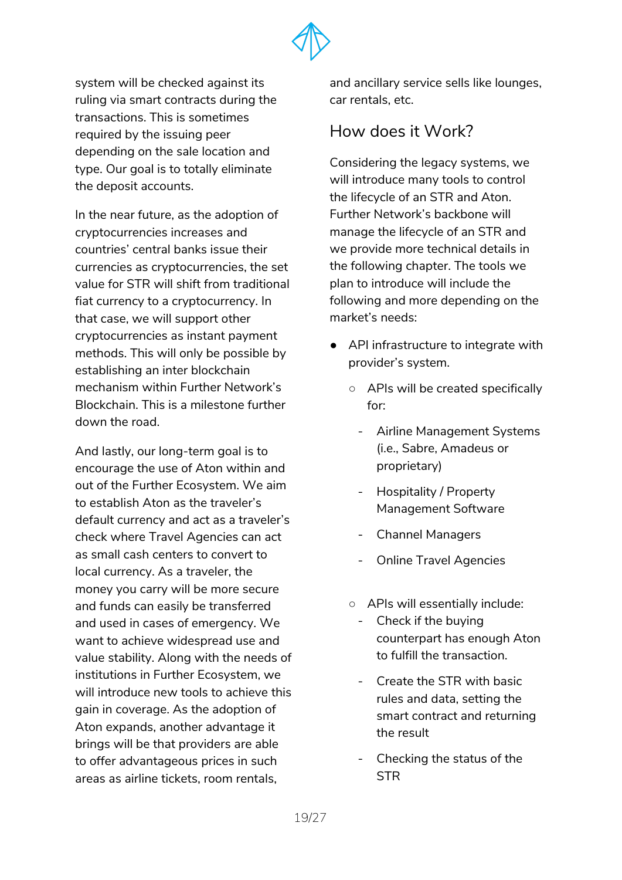system will be checked against its ruling via smart contracts during the transactions. This is sometimes required by the issuing peer depending on the sale location and type. Our goal is to totally eliminate the deposit accounts.

In the near future, as the adoption of cryptocurrencies increases and countries' central banks issue their currencies as cryptocurrencies, the set value for STR will shift from traditional fiat currency to a cryptocurrency. In that case, we will support other cryptocurrencies as instant payment methods. This will only be possible by establishing an inter blockchain mechanism within Further Network's Blockchain. This is a milestone further down the road.

And lastly, our long-term goal is to encourage the use of Aton within and out of the Further Ecosystem. We aim to establish Aton as the traveler's default currency and act as a traveler's check where Travel Agencies can act as small cash centers to convert to local currency. As a traveler, the money you carry will be more secure and funds can easily be transferred and used in cases of emergency. We want to achieve widespread use and value stability. Along with the needs of institutions in Further Ecosystem, we will introduce new tools to achieve this gain in coverage. As the adoption of Aton expands, another advantage it brings will be that providers are able to offer advantageous prices in such areas as airline tickets, room rentals, and ancillary service sells like lounges, car rentals, etc.

## How does it Work?

Considering the legacy systems, we will introduce many tools to control the lifecycle of an STR and Aton. Further Network's backbone will manage the lifecycle of an STR and we provide more technical details in the following chapter. The tools we plan to introduce will include the following and more depending on the market's needs:

- API infrastructure to integrate with provider's system.
  - APIs will be created specifically for:
    - Airline Management Systems (i.e., Sabre, Amadeus or proprietary)
    - Hospitality / Property Management Software
    - Channel Managers
    - Online Travel Agencies
  - APIs will essentially include:
    - Check if the buying counterpart has enough Aton to fulfill the transaction.
    - Create the STR with basic rules and data, setting the smart contract and returning the result
    - Checking the status of the STR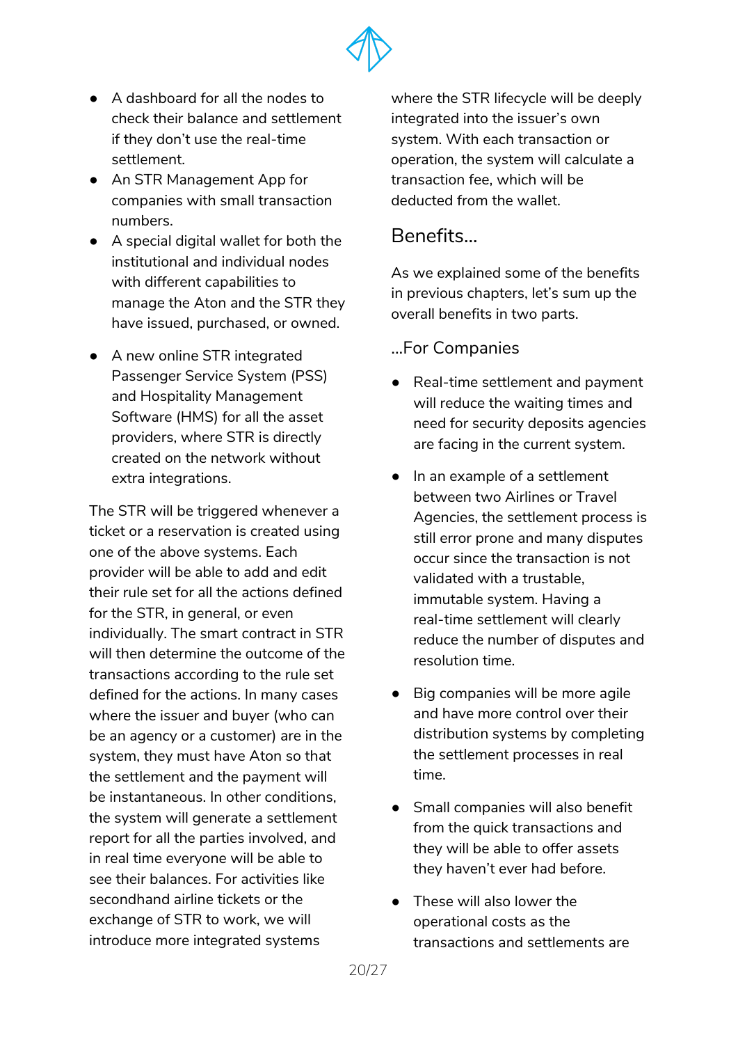- A dashboard for all the nodes to check their balance and settlement if they don't use the real-time settlement.
- An STR Management App for companies with small transaction numbers.
- A special digital wallet for both the institutional and individual nodes with different capabilities to manage the Aton and the STR they have issued, purchased, or owned.

- A new online STR integrated Passenger Service System (PSS) and Hospitality Management Software (HMS) for all the asset providers, where STR is directly created on the network without extra integrations.

The STR will be triggered whenever a ticket or a reservation is created using one of the above systems. Each provider will be able to add and edit their rule set for all the actions defined for the STR, in general, or even individually. The smart contract in STR will then determine the outcome of the transactions according to the rule set defined for the actions. In many cases where the issuer and buyer (who can be an agency or a customer) are in the system, they must have Aton so that the settlement and the payment will be instantaneous. In other conditions, the system will generate a settlement report for all the parties involved, and in real time everyone will be able to see their balances. For activities like secondhand airline tickets or the exchange of STR to work, we will introduce more integrated systems where the STR lifecycle will be deeply integrated into the issuer's own system. With each transaction or operation, the system will calculate a transaction fee, which will be deducted from the wallet.

## Benefits...

As we explained some of the benefits in previous chapters, let's sum up the overall benefits in two parts.

### ...For Companies

- Real-time settlement and payment will reduce the waiting times and need for security deposits agencies are facing in the current system.

- In an example of a settlement between two Airlines or Travel Agencies, the settlement process is still error prone and many disputes occur since the transaction is not validated with a trustable, immutable system. Having a real-time settlement will clearly reduce the number of disputes and resolution time.

- Big companies will be more agile and have more control over their distribution systems by completing the settlement processes in real time.

- Small companies will also benefit from the quick transactions and they will be able to offer assets they haven't ever had before.

- These will also lower the operational costs as the transactions and settlements are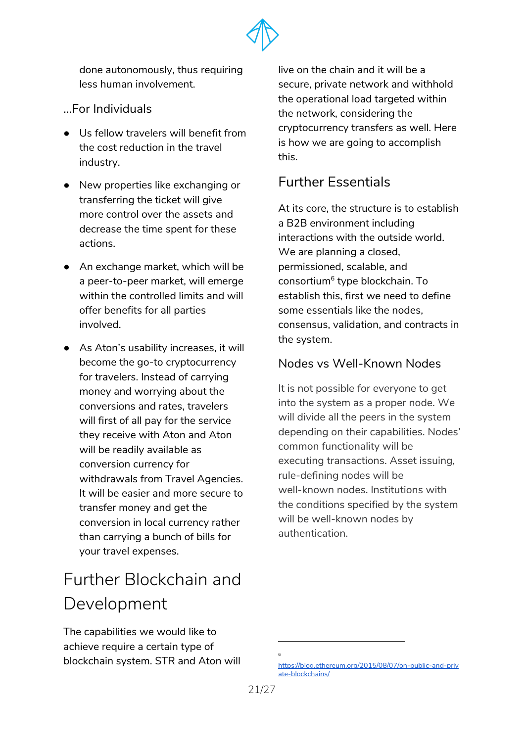done autonomously, thus requiring less human involvement.

...For Individuals

- Us fellow travelers will benefit from the cost reduction in the travel industry.
- New properties like exchanging or transferring the ticket will give more control over the assets and decrease the time spent for these actions.
- An exchange market, which will be a peer-to-peer market, will emerge within the controlled limits and will offer benefits for all parties involved.
- As Aton's usability increases, it will become the go-to cryptocurrency for travelers. Instead of carrying money and worrying about the conversions and rates, travelers will first of all pay for the service they receive with Aton and Aton will be readily available as conversion currency for withdrawals from Travel Agencies. It will be easier and more secure to transfer money and get the conversion in local currency rather than carrying a bunch of bills for your travel expenses.

# Further Blockchain and Development

The capabilities we would like to achieve require a certain type of blockchain system. STR and Aton will live on the chain and it will be a secure, private network and withhold the operational load targeted within the network, considering the cryptocurrency transfers as well. Here is how we are going to accomplish this.

## Further Essentials

At its core, the structure is to establish a B2B environment including interactions with the outside world. We are planning a closed, permissioned, scalable, and consortium[6] type blockchain. To establish this, first we need to define some essentials like the nodes, consensus, validation, and contracts in the system.

### Nodes vs Well-Known Nodes

It is not possible for everyone to get into the system as a proper node. We will divide all the peers in the system depending on their capabilities. Nodes' common functionality will be executing transactions. Asset issuing, rule-defining nodes will be well-known nodes. Institutions with the conditions specified by the system will be well-known nodes by authentication.

[6] https://blog.ethereum.org/2015/08/07/on-public-and-private-blockchains/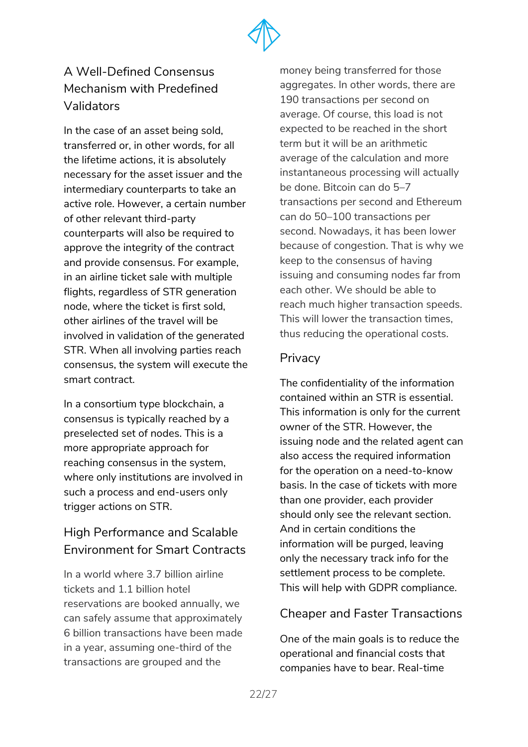## A Well-Defined Consensus Mechanism with Predefined Validators

In the case of an asset being sold, transferred or, in other words, for all the lifetime actions, it is absolutely necessary for the asset issuer and the intermediary counterparts to take an active role. However, a certain number of other relevant third-party counterparts will also be required to approve the integrity of the contract and provide consensus. For example, in an airline ticket sale with multiple flights, regardless of STR generation node, where the ticket is first sold, other airlines of the travel will be involved in validation of the generated STR. When all involving parties reach consensus, the system will execute the smart contract.

In a consortium type blockchain, a consensus is typically reached by a preselected set of nodes. This is a more appropriate approach for reaching consensus in the system, where only institutions are involved in such a process and end-users only trigger actions on STR.

## High Performance and Scalable Environment for Smart Contracts

In a world where 3.7 billion airline tickets and 1.1 billion hotel reservations are booked annually, we can safely assume that approximately 6 billion transactions have been made in a year, assuming one-third of the transactions are grouped and the money being transferred for those aggregates. In other words, there are 190 transactions per second on average. Of course, this load is not expected to be reached in the short term but it will be an arithmetic average of the calculation and more instantaneous processing will actually be done. Bitcoin can do 5–7 transactions per second and Ethereum can do 50–100 transactions per second. Nowadays, it has been lower because of congestion. That is why we keep to the consensus of having issuing and consuming nodes far from each other. We should be able to reach much higher transaction speeds. This will lower the transaction times, thus reducing the operational costs.

## Privacy

The confidentiality of the information contained within an STR is essential. This information is only for the current owner of the STR. However, the issuing node and the related agent can also access the required information for the operation on a need-to-know basis. In the case of tickets with more than one provider, each provider should only see the relevant section. And in certain conditions the information will be purged, leaving only the necessary track info for the settlement process to be complete. This will help with GDPR compliance.

## Cheaper and Faster Transactions

One of the main goals is to reduce the operational and financial costs that companies have to bear. Real-time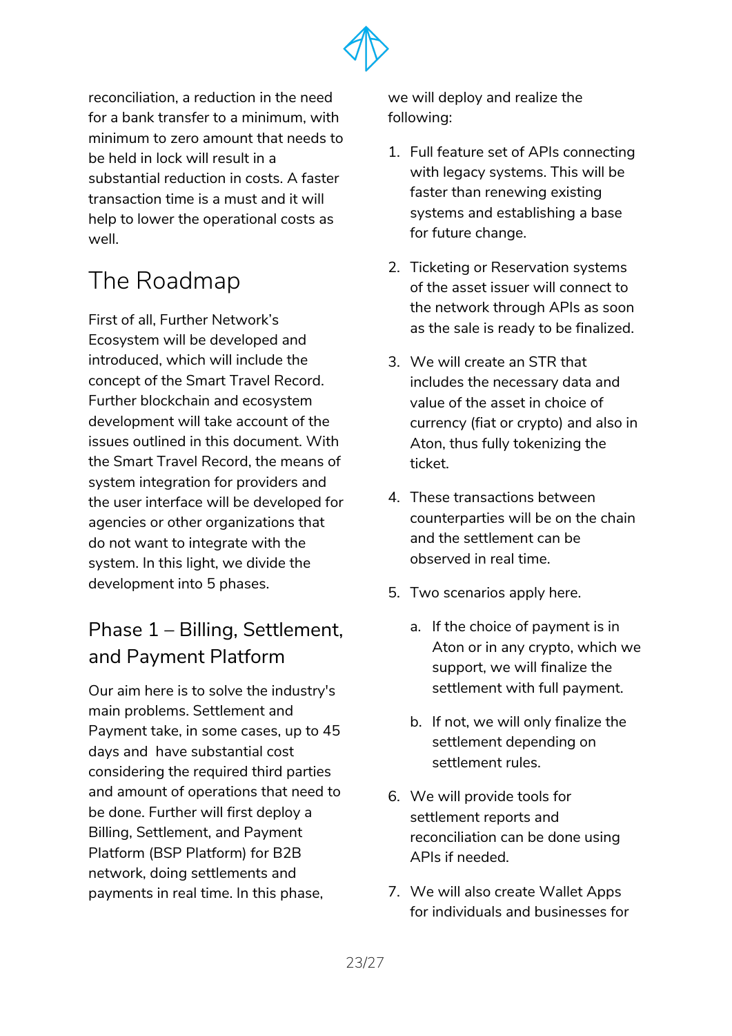reconciliation, a reduction in the need for a bank transfer to a minimum, with minimum to zero amount that needs to be held in lock will result in a substantial reduction in costs. A faster transaction time is a must and it will help to lower the operational costs as well.

# The Roadmap

First of all, Further Network's Ecosystem will be developed and introduced, which will include the concept of the Smart Travel Record. Further blockchain and ecosystem development will take account of the issues outlined in this document. With the Smart Travel Record, the means of system integration for providers and the user interface will be developed for agencies or other organizations that do not want to integrate with the system. In this light, we divide the development into 5 phases.

## Phase 1 – Billing, Settlement, and Payment Platform

Our aim here is to solve the industry's main problems. Settlement and Payment take, in some cases, up to 45 days and have substantial cost considering the required third parties and amount of operations that need to be done. Further will first deploy a Billing, Settlement, and Payment Platform (BSP Platform) for B2B network, doing settlements and payments in real time. In this phase, we will deploy and realize the following:

1. Full feature set of APIs connecting with legacy systems. This will be faster than renewing existing systems and establishing a base for future change.
2. Ticketing or Reservation systems of the asset issuer will connect to the network through APIs as soon as the sale is ready to be finalized.
3. We will create an STR that includes the necessary data and value of the asset in choice of currency (fiat or crypto) and also in Aton, thus fully tokenizing the ticket.
4. These transactions between counterparties will be on the chain and the settlement can be observed in real time.
5. Two scenarios apply here.
    a. If the choice of payment is in Aton or in any crypto, which we support, we will finalize the settlement with full payment.
    b. If not, we will only finalize the settlement depending on settlement rules.
6. We will provide tools for settlement reports and reconciliation can be done using APIs if needed.
7. We will also create Wallet Apps for individuals and businesses for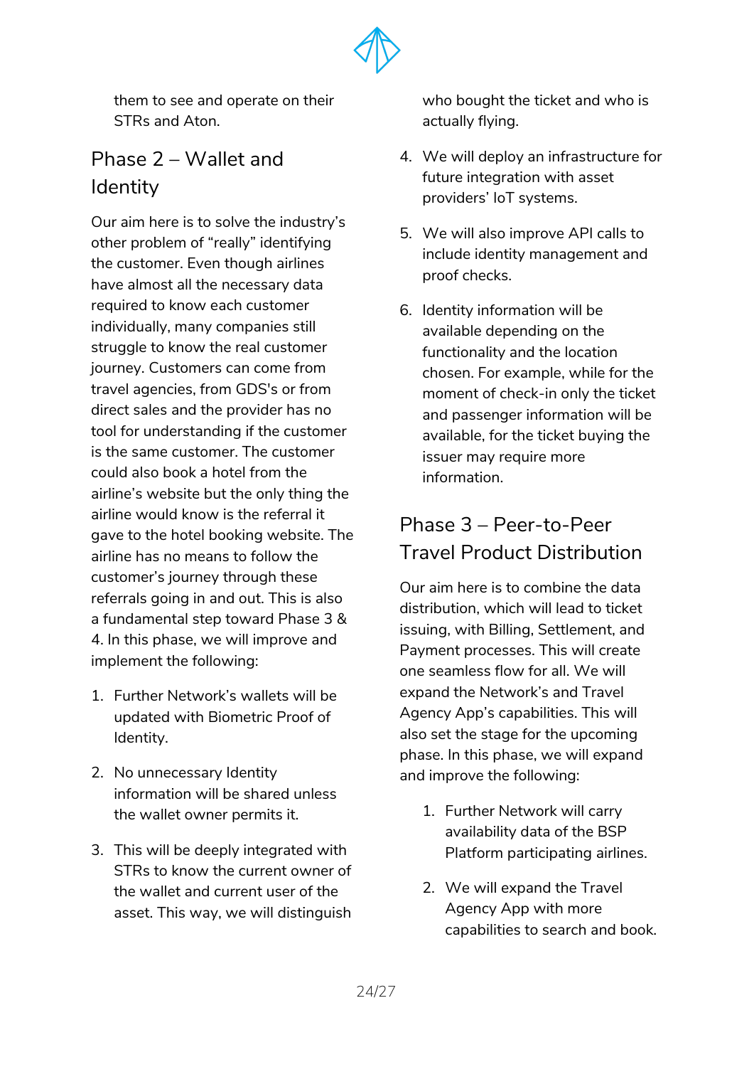them to see and operate on their STRs and Aton.

## Phase 2 – Wallet and Identity

Our aim here is to solve the industry's other problem of "really" identifying the customer. Even though airlines have almost all the necessary data required to know each customer individually, many companies still struggle to know the real customer journey. Customers can come from travel agencies, from GDS's or from direct sales and the provider has no tool for understanding if the customer is the same customer. The customer could also book a hotel from the airline's website but the only thing the airline would know is the referral it gave to the hotel booking website. The airline has no means to follow the customer's journey through these referrals going in and out. This is also a fundamental step toward Phase 3 & 4. In this phase, we will improve and implement the following:

1. Further Network's wallets will be updated with Biometric Proof of Identity.
2. No unnecessary Identity information will be shared unless the wallet owner permits it.
3. This will be deeply integrated with STRs to know the current owner of the wallet and current user of the asset. This way, we will distinguish who bought the ticket and who is actually flying.
4. We will deploy an infrastructure for future integration with asset providers' IoT systems.
5. We will also improve API calls to include identity management and proof checks.
6. Identity information will be available depending on the functionality and the location chosen. For example, while for the moment of check-in only the ticket and passenger information will be available, for the ticket buying the issuer may require more information.

## Phase 3 – Peer-to-Peer Travel Product Distribution

Our aim here is to combine the data distribution, which will lead to ticket issuing, with Billing, Settlement, and Payment processes. This will create one seamless flow for all. We will expand the Network's and Travel Agency App's capabilities. This will also set the stage for the upcoming phase. In this phase, we will expand and improve the following:

1. Further Network will carry availability data of the BSP Platform participating airlines.
2. We will expand the Travel Agency App with more capabilities to search and book.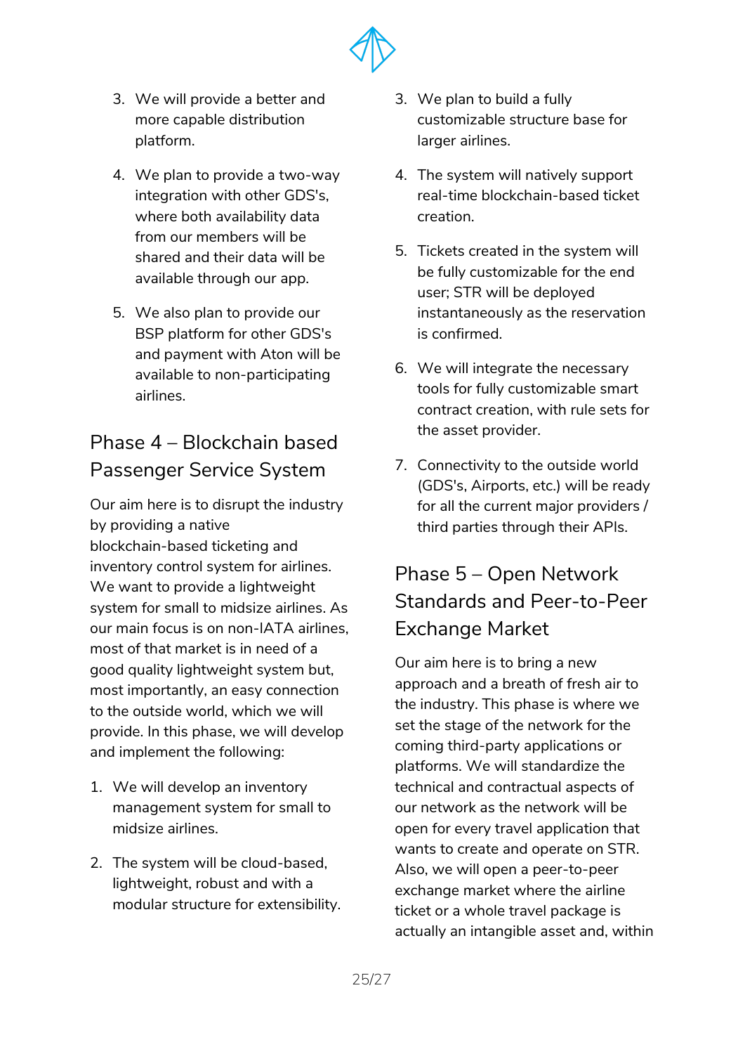3. We will provide a better and more capable distribution platform.

4. We plan to provide a two-way integration with other GDS's, where both availability data from our members will be shared and their data will be available through our app.

5. We also plan to provide our BSP platform for other GDS's and payment with Aton will be available to non-participating airlines.

## Phase 4 – Blockchain based Passenger Service System

Our aim here is to disrupt the industry by providing a native blockchain-based ticketing and inventory control system for airlines. We want to provide a lightweight system for small to midsize airlines. As our main focus is on non-IATA airlines, most of that market is in need of a good quality lightweight system but, most importantly, an easy connection to the outside world, which we will provide. In this phase, we will develop and implement the following:

1. We will develop an inventory management system for small to midsize airlines.

2. The system will be cloud-based, lightweight, robust and with a modular structure for extensibility.

3. We plan to build a fully customizable structure base for larger airlines.

4. The system will natively support real-time blockchain-based ticket creation.

5. Tickets created in the system will be fully customizable for the end user; STR will be deployed instantaneously as the reservation is confirmed.

6. We will integrate the necessary tools for fully customizable smart contract creation, with rule sets for the asset provider.

7. Connectivity to the outside world (GDS's, Airports, etc.) will be ready for all the current major providers / third parties through their APIs.

## Phase 5 – Open Network Standards and Peer-to-Peer Exchange Market

Our aim here is to bring a new approach and a breath of fresh air to the industry. This phase is where we set the stage of the network for the coming third-party applications or platforms. We will standardize the technical and contractual aspects of our network as the network will be open for every travel application that wants to create and operate on STR. Also, we will open a peer-to-peer exchange market where the airline ticket or a whole travel package is actually an intangible asset and, within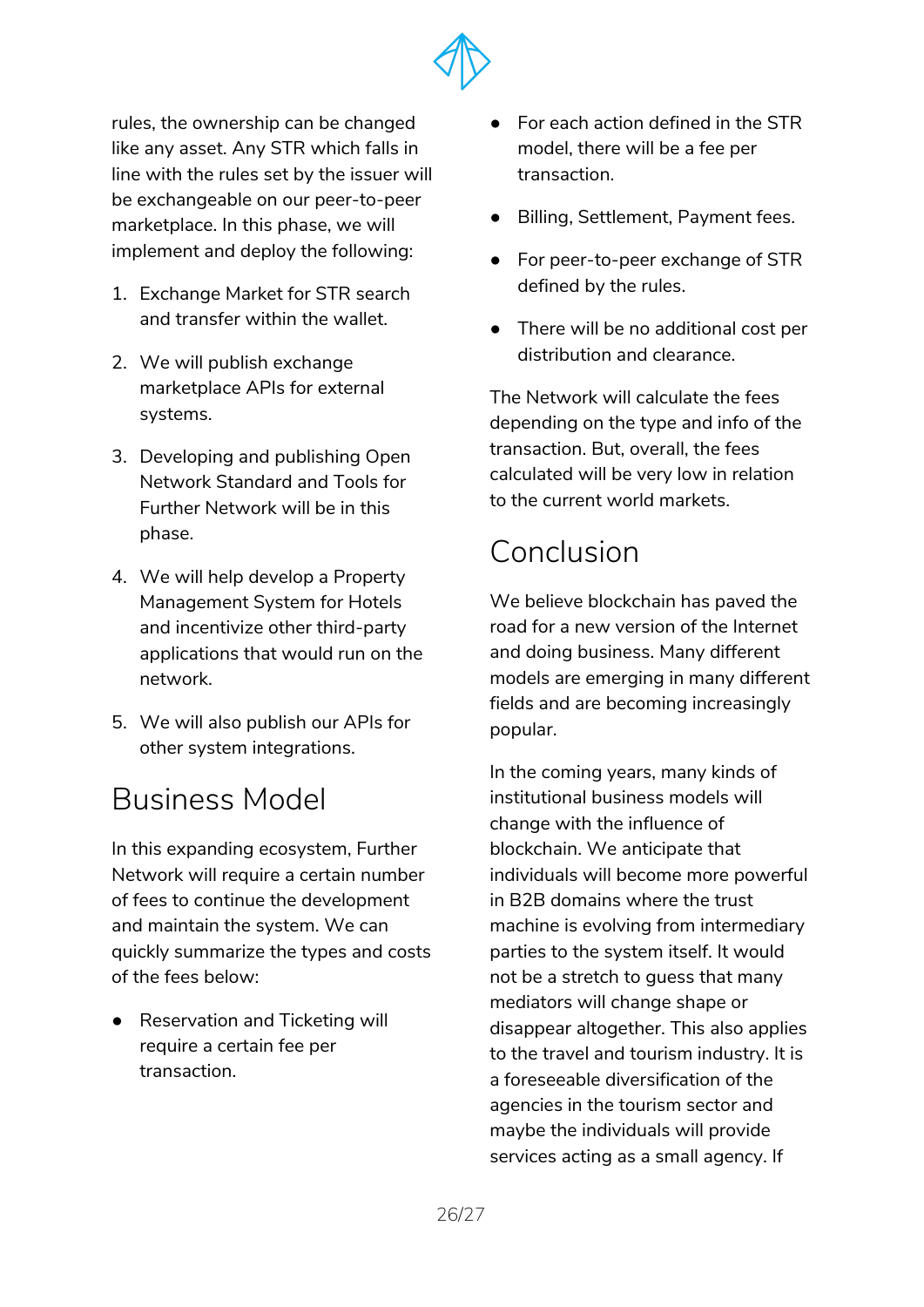rules, the ownership can be changed like any asset. Any STR which falls in line with the rules set by the issuer will be exchangeable on our peer-to-peer marketplace. In this phase, we will implement and deploy the following:

1. Exchange Market for STR search and transfer within the wallet.
2. We will publish exchange marketplace APIs for external systems.
3. Developing and publishing Open Network Standard and Tools for Further Network will be in this phase.
4. We will help develop a Property Management System for Hotels and incentivize other third-party applications that would run on the network.
5. We will also publish our APIs for other system integrations.

# Business Model

In this expanding ecosystem, Further Network will require a certain number of fees to continue the development and maintain the system. We can quickly summarize the types and costs of the fees below:

- Reservation and Ticketing will require a certain fee per transaction.
- For each action defined in the STR model, there will be a fee per transaction.
- Billing, Settlement, Payment fees.
- For peer-to-peer exchange of STR defined by the rules.
- There will be no additional cost per distribution and clearance.

The Network will calculate the fees depending on the type and info of the transaction. But, overall, the fees calculated will be very low in relation to the current world markets.

# Conclusion

We believe blockchain has paved the road for a new version of the Internet and doing business. Many different models are emerging in many different fields and are becoming increasingly popular.

In the coming years, many kinds of institutional business models will change with the influence of blockchain. We anticipate that individuals will become more powerful in B2B domains where the trust machine is evolving from intermediary parties to the system itself. It would not be a stretch to guess that many mediators will change shape or disappear altogether. This also applies to the travel and tourism industry. It is a foreseeable diversification of the agencies in the tourism sector and maybe the individuals will provide services acting as a small agency. If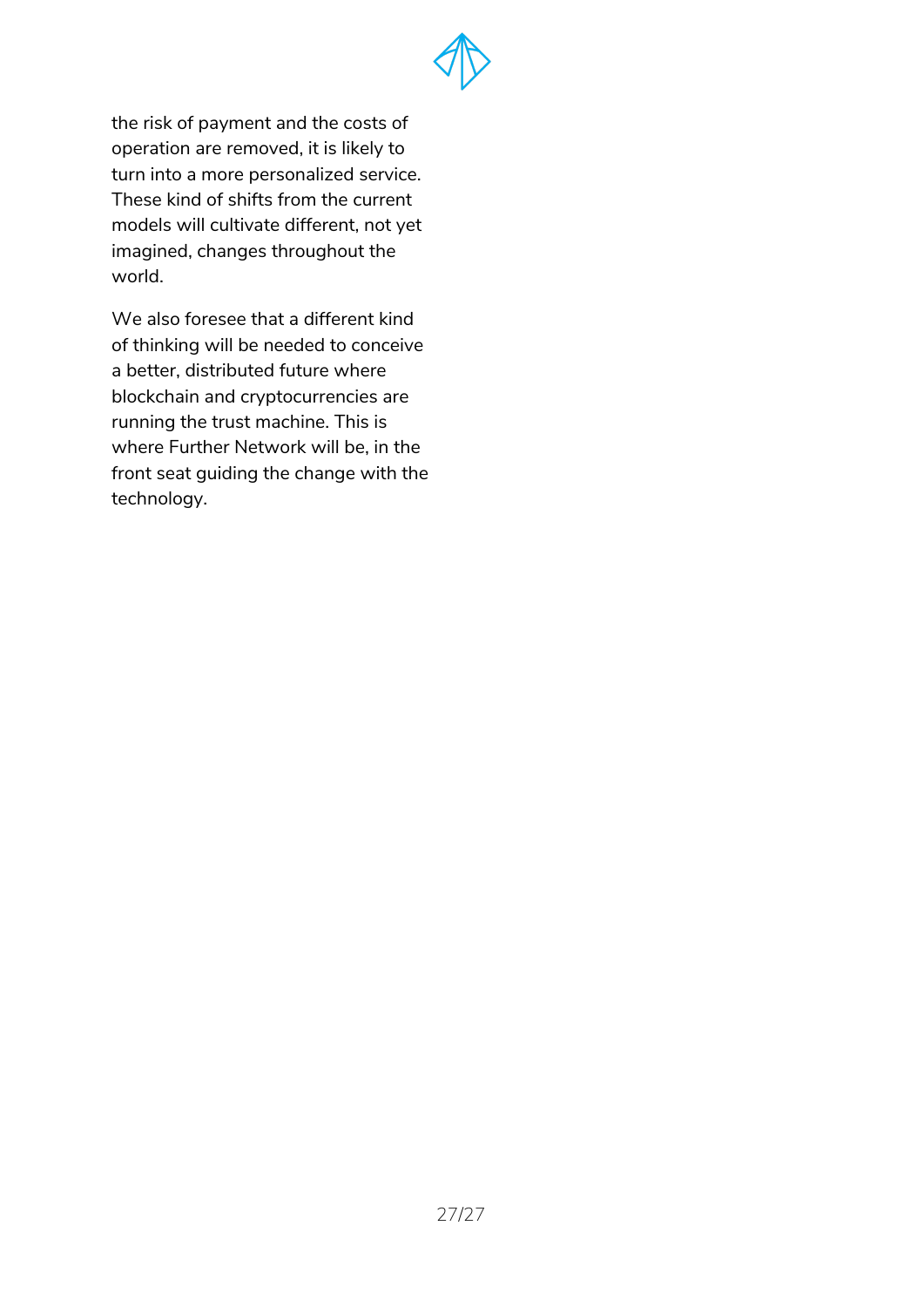the risk of payment and the costs of operation are removed, it is likely to turn into a more personalized service. These kind of shifts from the current models will cultivate different, not yet imagined, changes throughout the world.

We also foresee that a different kind of thinking will be needed to conceive a better, distributed future where blockchain and cryptocurrencies are running the trust machine. This is where Further Network will be, in the front seat guiding the change with the technology.